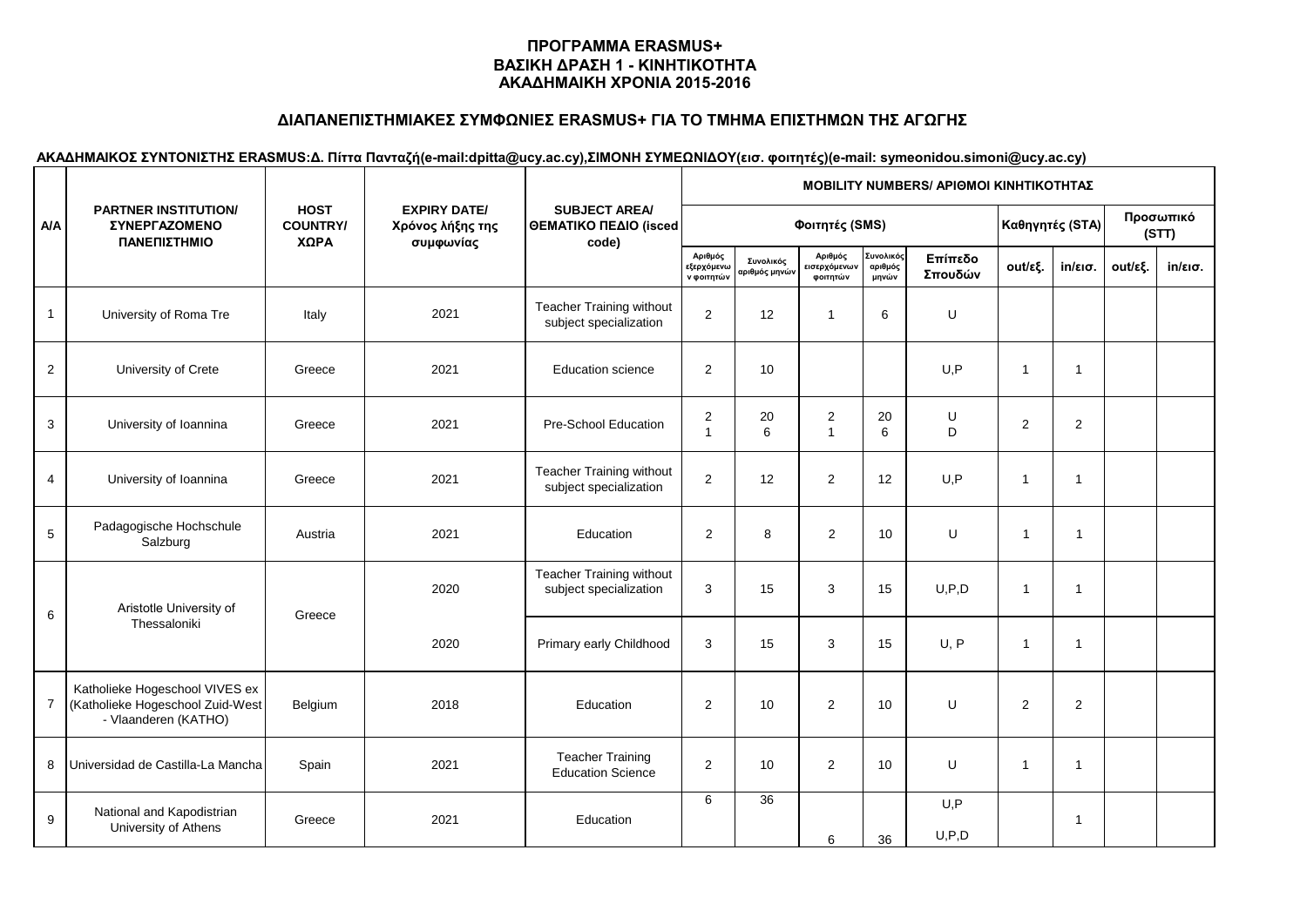**ΠΡΟΓΡΑΜΜΑ ERASMUS+**
**ΒΑΣΙΚΗ ΔΡΑΣΗ 1 - ΚΙΝΗΤΙΚΟΤΗΤΑ**
**ΑΚΑΔΗΜΑΙΚΗ ΧΡΟΝΙΑ 2015-2016**

## ΔΙΑΠΑΝΕΠΙΣΤΗΜΙΑΚΕΣ ΣΥΜΦΩΝΙΕΣ ERASMUS+ ΓΙΑ ΤΟ ΤΜΗΜΑ ΕΠΙΣΤΗΜΩΝ ΤΗΣ ΑΓΩΓΗΣ

**ΑΚΑΔΗΜΑΙΚΟΣ ΣΥΝΤΟΝΙΣΤΗΣ ERASMUS:Δ. Πίττα Πανταζή(e-mail:dpitta@ucy.ac.cy),ΣΙΜΟΝΗ ΣΥΜΕΩΝΙΔΟΥ(εισ. φοιτητές)(e-mail: symeonidou.simoni@ucy.ac.cy)**

| Α/Α | PARTNER INSTITUTION/ ΣΥΝΕΡΓΑΖΟΜΕΝΟ ΠΑΝΕΠΙΣΤΗΜΙΟ | HOST COUNTRY/ ΧΩΡΑ | EXPIRY DATE/ Χρόνος λήξης της συμφωνίας | SUBJECT AREA/ ΘΕΜΑΤΙΚΟ ΠΕΔΙΟ (isced code) | MOBILITY NUMBERS/ ΑΡΙΘΜΟΙ ΚΙΝΗΤΙΚΟΤΗΤΑΣ | | | | | | | | |
|---|---|---|---|---|---|---|---|---|---|---|---|---|---|
| | | | | | Φοιτητές (SMS) | | | | | Καθηγητές (STA) | | Προσωπικό (STT) | |
| | | | | | Αριθμός εξερχόμενων φοιτητών | Συνολικός αριθμός μηνών | Αριθμός εισερχόμενων φοιτητών | Συνολικός αριθμός μηνών | Επίπεδο Σπουδών | out/εξ. | in/εισ. | out/εξ. | in/εισ. |
| 1 | University of Roma Tre | Italy | 2021 | Teacher Training without subject specialization | 2 | 12 | 1 | 6 | U | | | | |
| 2 | University of Crete | Greece | 2021 | Education science | 2 | 10 | | | U,P | 1 | 1 | | |
| 3 | University of Ioannina | Greece | 2021 | Pre-School Education | 2<br>1 | 20<br>6 | 2<br>1 | 20<br>6 | U<br>D | 2 | 2 | | |
| 4 | University of Ioannina | Greece | 2021 | Teacher Training without subject specialization | 2 | 12 | 2 | 12 | U,P | 1 | 1 | | |
| 5 | Padagogische Hochschule Salzburg | Austria | 2021 | Education | 2 | 8 | 2 | 10 | U | 1 | 1 | | |
| 6 | Aristotle University of Thessaloniki | Greece | 2020 | Teacher Training without subject specialization | 3 | 15 | 3 | 15 | U,P,D | 1 | 1 | | |
| | | | 2020 | Primary early Childhood | 3 | 15 | 3 | 15 | U, P | 1 | 1 | | |
| 7 | Katholieke Hogeschool VIVES ex (Katholieke Hogeschool Zuid-West - Vlaanderen (KATHO) | Belgium | 2018 | Education | 2 | 10 | 2 | 10 | U | 2 | 2 | | |
| 8 | Universidad de Castilla-La Mancha | Spain | 2021 | Teacher Training Education Science | 2 | 10 | 2 | 10 | U | 1 | 1 | | |
| 9 | National and Kapodistrian University of Athens | Greece | 2021 | Education | 6 | 36 | 6 | 36 | U,P<br>U,P,D | | 1 | | |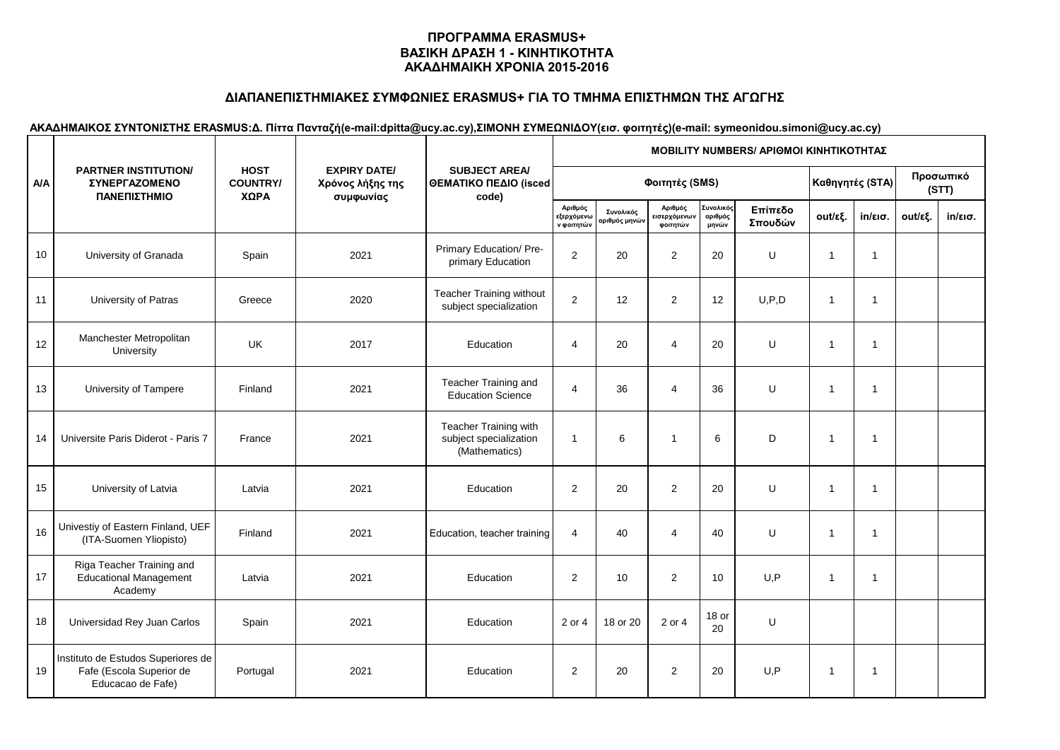**ΠΡΟΓΡΑΜΜΑ ERASMUS+**
**ΒΑΣΙΚΗ ΔΡΑΣΗ 1 - ΚΙΝΗΤΙΚΟΤΗΤΑ**
**ΑΚΑΔΗΜΑΙΚΗ ΧΡΟΝΙΑ 2015-2016**

**ΔΙΑΠΑΝΕΠΙΣΤΗΜΙΑΚΕΣ ΣΥΜΦΩΝΙΕΣ ERASMUS+ ΓΙΑ ΤΟ ΤΜΗΜΑ ΕΠΙΣΤΗΜΩΝ ΤΗΣ ΑΓΩΓΗΣ**

**ΑΚΑΔΗΜΑΙΚΟΣ ΣΥΝΤΟΝΙΣΤΗΣ ERASMUS:Δ. Πίττα Πανταζή(e-mail:dpitta@ucy.ac.cy),ΣΙΜΟΝΗ ΣΥΜΕΩΝΙΔΟΥ(εισ. φοιτητές)(e-mail: symeonidou.simoni@ucy.ac.cy)**

| Α/Α | PARTNER INSTITUTION/ ΣΥΝΕΡΓΑΖΟΜΕΝΟ ΠΑΝΕΠΙΣΤΗΜΙΟ | HOST COUNTRY/ ΧΩΡΑ | EXPIRY DATE/ Χρόνος λήξης της συμφωνίας | SUBJECT AREA/ ΘΕΜΑΤΙΚΟ ΠΕΔΙΟ (isced code) | MOBILITY NUMBERS/ ΑΡΙΘΜΟΙ ΚΙΝΗΤΙΚΟΤΗΤΑΣ | | | | | | | | |
|---|---|---|---|---|---|---|---|---|---|---|---|---|---|
| | | | | | Φοιτητές (SMS) | | | | | Καθηγητές (STA) | | Προσωπικό (STT) | |
| | | | | | Αριθμός εξερχόμενων φοιτητών | Συνολικός αριθμός μηνών | Αριθμός εισερχόμενων φοιτητών | Συνολικός αριθμός μηνών | Επίπεδο Σπουδών | out/εξ. | in/εισ. | out/εξ. | in/εισ. |
| 10 | University of Granada | Spain | 2021 | Primary Education/ Pre-primary Education | 2 | 20 | 2 | 20 | U | 1 | 1 | | |
| 11 | University of Patras | Greece | 2020 | Teacher Training without subject specialization | 2 | 12 | 2 | 12 | U,P,D | 1 | 1 | | |
| 12 | Manchester Metropolitan University | UK | 2017 | Education | 4 | 20 | 4 | 20 | U | 1 | 1 | | |
| 13 | University of Tampere | Finland | 2021 | Teacher Training and Education Science | 4 | 36 | 4 | 36 | U | 1 | 1 | | |
| 14 | Universite Paris Diderot - Paris 7 | France | 2021 | Teacher Training with subject specialization (Mathematics) | 1 | 6 | 1 | 6 | D | 1 | 1 | | |
| 15 | University of Latvia | Latvia | 2021 | Education | 2 | 20 | 2 | 20 | U | 1 | 1 | | |
| 16 | Univestiy of Eastern Finland, UEF (ITA-Suomen Yliopisto) | Finland | 2021 | Education, teacher training | 4 | 40 | 4 | 40 | U | 1 | 1 | | |
| 17 | Riga Teacher Training and Educational Management Academy | Latvia | 2021 | Education | 2 | 10 | 2 | 10 | U,P | 1 | 1 | | |
| 18 | Universidad Rey Juan Carlos | Spain | 2021 | Education | 2 or 4 | 18 or 20 | 2 or 4 | 18 or 20 | U | | | | |
| 19 | Instituto de Estudos Superiores de Fafe (Escola Superior de Educacao de Fafe) | Portugal | 2021 | Education | 2 | 20 | 2 | 20 | U,P | 1 | 1 | | |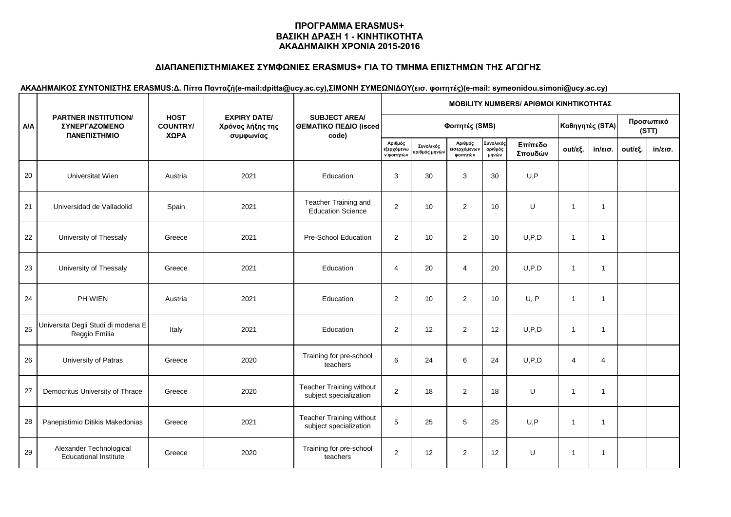# ΠΡΟΓΡΑΜΜΑ ERASMUS+
# ΒΑΣΙΚΗ ΔΡΑΣΗ 1 - ΚΙΝΗΤΙΚΟΤΗΤΑ
# ΑΚΑΔΗΜΑΙΚΗ ΧΡΟΝΙΑ 2015-2016

## ΔΙΑΠΑΝΕΠΙΣΤΗΜΙΑΚΕΣ ΣΥΜΦΩΝΙΕΣ ERASMUS+ ΓΙΑ ΤΟ ΤΜΗΜΑ ΕΠΙΣΤΗΜΩΝ ΤΗΣ ΑΓΩΓΗΣ

**ΑΚΑΔΗΜΑΙΚΟΣ ΣΥΝΤΟΝΙΣΤΗΣ ERASMUS:Δ. Πίττα Πανταζή(e-mail:dpitta@ucy.ac.cy),ΣΙΜΟΝΗ ΣΥΜΕΩΝΙΔΟΥ(εισ. φοιτητές)(e-mail: symeonidou.simoni@ucy.ac.cy)**

| Α/Α | PARTNER INSTITUTION/ ΣΥΝΕΡΓΑΖΟΜΕΝΟ ΠΑΝΕΠΙΣΤΗΜΙΟ | HOST COUNTRY/ ΧΩΡΑ | EXPIRY DATE/ Χρόνος λήξης της συμφωνίας | SUBJECT AREA/ ΘΕΜΑΤΙΚΟ ΠΕΔΙΟ (isced code) | MOBILITY NUMBERS/ ΑΡΙΘΜΟΙ ΚΙΝΗΤΙΚΟΤΗΤΑΣ | | | | | | | | |
|---|---|---|---|---|---|---|---|---|---|---|---|---|---|
| | | | | | Φοιτητές (SMS) | | | | | Καθηγητές (STA) | | Προσωπικό (STT) | |
| | | | | | Αριθμός εξερχόμενων φοιτητών | Συνολικός αριθμός μηνών | Αριθμός εισερχόμενων φοιτητών | Συνολικός αριθμός μηνών | Επίπεδο Σπουδών | out/εξ. | in/εισ. | out/εξ. | in/εισ. |
| 20 | Universitat Wien | Austria | 2021 | Education | 3 | 30 | 3 | 30 | U,P | | | | |
| 21 | Universidad de Valladolid | Spain | 2021 | Teacher Training and Education Science | 2 | 10 | 2 | 10 | U | 1 | 1 | | |
| 22 | University of Thessaly | Greece | 2021 | Pre-School Education | 2 | 10 | 2 | 10 | U,P,D | 1 | 1 | | |
| 23 | University of Thessaly | Greece | 2021 | Education | 4 | 20 | 4 | 20 | U,P,D | 1 | 1 | | |
| 24 | PH WIEN | Austria | 2021 | Education | 2 | 10 | 2 | 10 | U, P | 1 | 1 | | |
| 25 | Universita Degli Studi di modena E Reggio Emilia | Italy | 2021 | Education | 2 | 12 | 2 | 12 | U,P,D | 1 | 1 | | |
| 26 | University of Patras | Greece | 2020 | Training for pre-school teachers | 6 | 24 | 6 | 24 | U,P,D | 4 | 4 | | |
| 27 | Democritus University of Thrace | Greece | 2020 | Teacher Training without subject specialization | 2 | 18 | 2 | 18 | U | 1 | 1 | | |
| 28 | Panepistimio Ditikis Makedonias | Greece | 2021 | Teacher Training without subject specialization | 5 | 25 | 5 | 25 | U,P | 1 | 1 | | |
| 29 | Alexander Technological Educational Institute | Greece | 2020 | Training for pre-school teachers | 2 | 12 | 2 | 12 | U | 1 | 1 | | |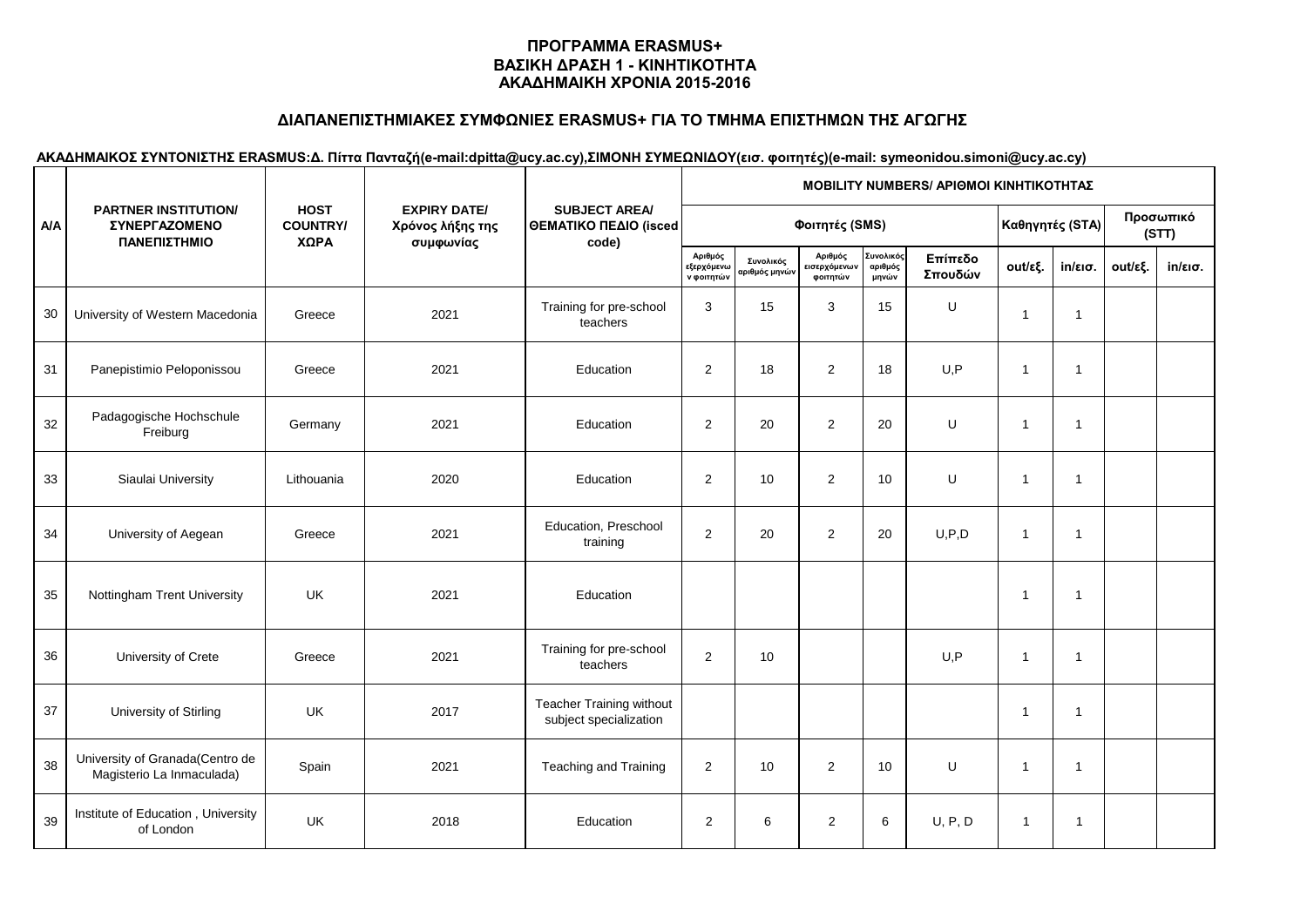### ΠΡΟΓΡΑΜΜΑ ERASMUS+
### ΒΑΣΙΚΗ ΔΡΑΣΗ 1 - ΚΙΝΗΤΙΚΟΤΗΤΑ
### ΑΚΑΔΗΜΑΙΚΗ ΧΡΟΝΙΑ 2015-2016

### ΔΙΑΠΑΝΕΠΙΣΤΗΜΙΑΚΕΣ ΣΥΜΦΩΝΙΕΣ ERASMUS+ ΓΙΑ ΤΟ ΤΜΗΜΑ ΕΠΙΣΤΗΜΩΝ ΤΗΣ ΑΓΩΓΗΣ

**ΑΚΑΔΗΜΑΙΚΟΣ ΣΥΝΤΟΝΙΣΤΗΣ ERASMUS:Δ. Πίττα Πανταζή(e-mail:dpitta@ucy.ac.cy),ΣΙΜΟΝΗ ΣΥΜΕΩΝΙΔΟΥ(εισ. φοιτητές)(e-mail: symeonidou.simoni@ucy.ac.cy)**

| A/A | PARTNER INSTITUTION/ ΣΥΝΕΡΓΑΖΟΜΕΝΟ ΠΑΝΕΠΙΣΤΗΜΙΟ | HOST COUNTRY/ ΧΩΡΑ | EXPIRY DATE/ Χρόνος λήξης της συμφωνίας | SUBJECT AREA/ ΘΕΜΑΤΙΚΟ ΠΕΔΙΟ (isced code) | MOBILITY NUMBERS/ ΑΡΙΘΜΟΙ ΚΙΝΗΤΙΚΟΤΗΤΑΣ | | | | | | | | |
|---|---|---|---|---|---|---|---|---|---|---|---|---|---|
| | | | | | Φοιτητές (SMS) | | | | | Καθηγητές (STA) | | Προσωπικό (STT) | |
| | | | | | Αριθμός εξερχόμενων φοιτητών | Συνολικός αριθμός μηνών | Αριθμός εισερχόμενων φοιτητών | Συνολικός αριθμός μηνών | Επίπεδο Σπουδών | out/εξ. | in/εισ. | out/εξ. | in/εισ. |
| 30 | University of Western Macedonia | Greece | 2021 | Training for pre-school teachers | 3 | 15 | 3 | 15 | U | 1 | 1 | | |
| 31 | Panepistimio Peloponissou | Greece | 2021 | Education | 2 | 18 | 2 | 18 | U,P | 1 | 1 | | |
| 32 | Padagogische Hochschule Freiburg | Germany | 2021 | Education | 2 | 20 | 2 | 20 | U | 1 | 1 | | |
| 33 | Siaulai University | Lithouania | 2020 | Education | 2 | 10 | 2 | 10 | U | 1 | 1 | | |
| 34 | University of Aegean | Greece | 2021 | Education, Preschool training | 2 | 20 | 2 | 20 | U,P,D | 1 | 1 | | |
| 35 | Nottingham Trent University | UK | 2021 | Education | | | | | | 1 | 1 | | |
| 36 | University of Crete | Greece | 2021 | Training for pre-school teachers | 2 | 10 | | | U,P | 1 | 1 | | |
| 37 | University of Stirling | UK | 2017 | Teacher Training without subject specialization | | | | | | 1 | 1 | | |
| 38 | University of Granada(Centro de Magisterio La Inmaculada) | Spain | 2021 | Teaching and Training | 2 | 10 | 2 | 10 | U | 1 | 1 | | |
| 39 | Institute of Education , University of London | UK | 2018 | Education | 2 | 6 | 2 | 6 | U, P, D | 1 | 1 | | |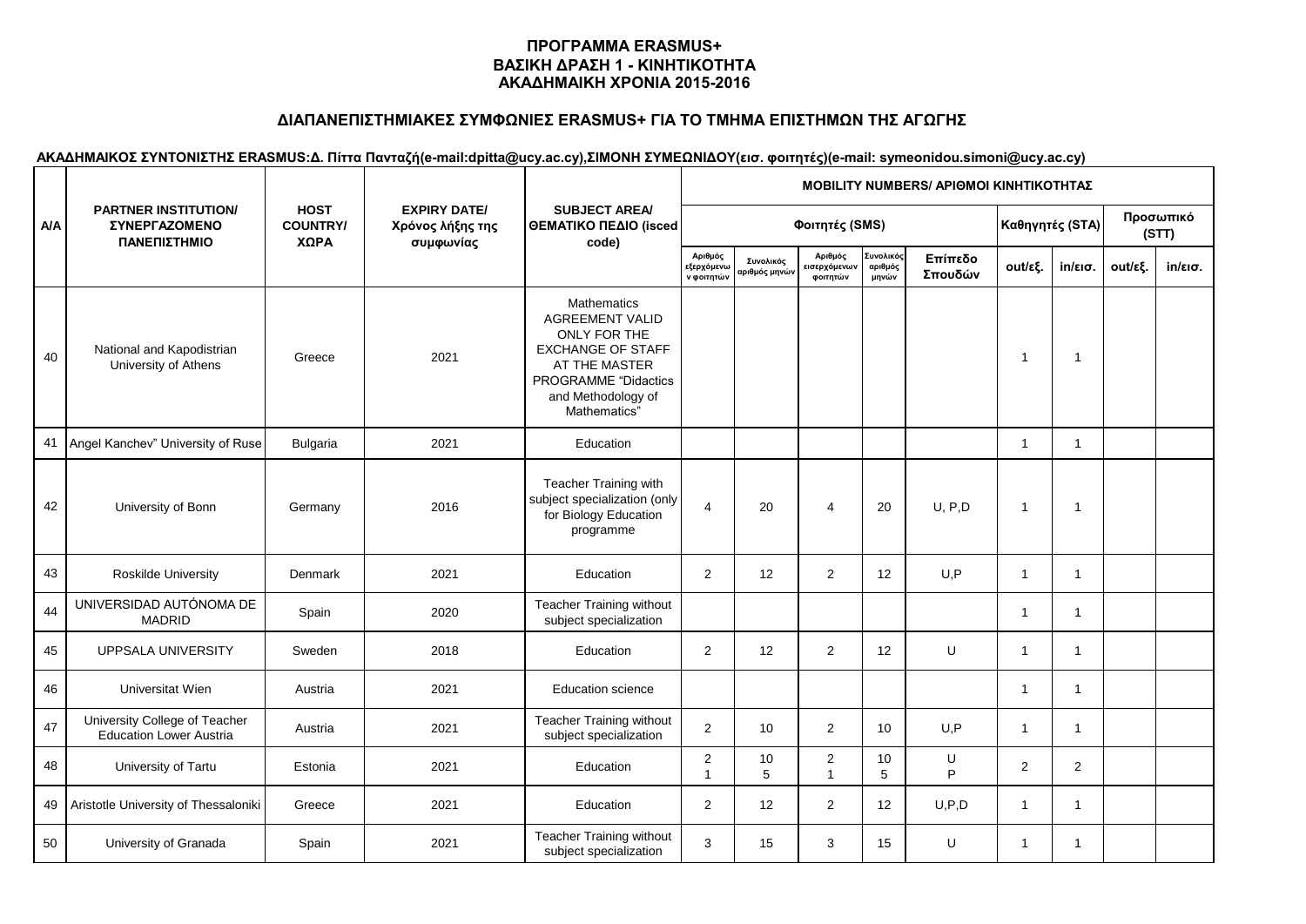## ΠΡΟΓΡΑΜΜΑ ERASMUS+
## ΒΑΣΙΚΗ ΔΡΑΣΗ 1 - ΚΙΝΗΤΙΚΟΤΗΤΑ
## ΑΚΑΔΗΜΑΙΚΗ ΧΡΟΝΙΑ 2015-2016

### ΔΙΑΠΑΝΕΠΙΣΤΗΜΙΑΚΕΣ ΣΥΜΦΩΝΙΕΣ ERASMUS+ ΓΙΑ ΤΟ ΤΜΗΜΑ ΕΠΙΣΤΗΜΩΝ ΤΗΣ ΑΓΩΓΗΣ

**ΑΚΑΔΗΜΑΙΚΟΣ ΣΥΝΤΟΝΙΣΤΗΣ ERASMUS:Δ. Πίττα Πανταζή(e-mail:dpitta@ucy.ac.cy),ΣΙΜΟΝΗ ΣΥΜΕΩΝΙΔΟΥ(εισ. φοιτητές)(e-mail: symeonidou.simoni@ucy.ac.cy)**

| A/A | PARTNER INSTITUTION/ ΣΥΝΕΡΓΑΖΟΜΕΝΟ ΠΑΝΕΠΙΣΤΗΜΙΟ | HOST COUNTRY/ ΧΩΡΑ | EXPIRY DATE/ Χρόνος λήξης της συμφωνίας | SUBJECT AREA/ ΘΕΜΑΤΙΚΟ ΠΕΔΙΟ (isced code) | MOBILITY NUMBERS/ ΑΡΙΘΜΟΙ ΚΙΝΗΤΙΚΟΤΗΤΑΣ | | | | | | | | |
|---|---|---|---|---|---|---|---|---|---|---|---|---|---|
| | | | | | Φοιτητές (SMS) | | | | | Καθηγητές (STA) | | Προσωπικό (STT) | |
| | | | | | Αριθμός εξερχόμενων φοιτητών | Συνολικός αριθμός μηνών | Αριθμός εισερχόμενων φοιτητών | Συνολικός αριθμός μηνών | Επίπεδο Σπουδών | out/εξ. | in/εισ. | out/εξ. | in/εισ. |
| 40 | National and Kapodistrian University of Athens | Greece | 2021 | Mathematics AGREEMENT VALID ONLY FOR THE EXCHANGE OF STAFF AT THE MASTER PROGRAMME "Didactics and Methodology of Mathematics" | | | | | | 1 | 1 | | |
| 41 | Angel Kanchev" University of Ruse | Bulgaria | 2021 | Education | | | | | | 1 | 1 | | |
| 42 | University of Bonn | Germany | 2016 | Teacher Training with subject specialization (only for Biology Education programme | 4 | 20 | 4 | 20 | U, P,D | 1 | 1 | | |
| 43 | Roskilde University | Denmark | 2021 | Education | 2 | 12 | 2 | 12 | U,P | 1 | 1 | | |
| 44 | UNIVERSIDAD AUTÓNOMA DE MADRID | Spain | 2020 | Teacher Training without subject specialization | | | | | | 1 | 1 | | |
| 45 | UPPSALA UNIVERSITY | Sweden | 2018 | Education | 2 | 12 | 2 | 12 | U | 1 | 1 | | |
| 46 | Universitat Wien | Austria | 2021 | Education science | | | | | | 1 | 1 | | |
| 47 | University College of Teacher Education Lower Austria | Austria | 2021 | Teacher Training without subject specialization | 2 | 10 | 2 | 10 | U,P | 1 | 1 | | |
| 48 | University of Tartu | Estonia | 2021 | Education | 2<br>1 | 10<br>5 | 2<br>1 | 10<br>5 | U<br>P | 2 | 2 | | |
| 49 | Aristotle University of Thessaloniki | Greece | 2021 | Education | 2 | 12 | 2 | 12 | U,P,D | 1 | 1 | | |
| 50 | University of Granada | Spain | 2021 | Teacher Training without subject specialization | 3 | 15 | 3 | 15 | U | 1 | 1 | | |